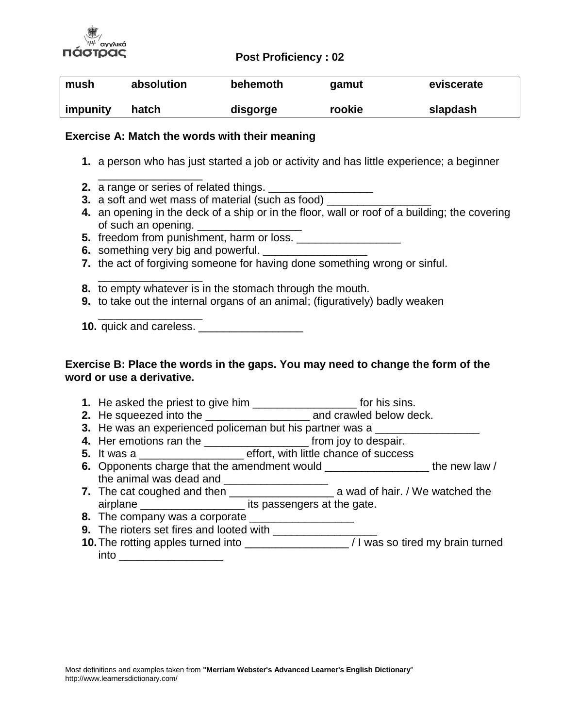Post Proficiency : 02

| mush | absolution | behemoth | gamut | eviscerate |
|---|---|---|---|---|
| impunity | hatch | disgorge | rookie | slapdash |

**Exercise A: Match the words with their meaning**

1. a person who has just started a job or activity and has little experience; a beginner _________________
2. a range or series of related things. _________________
3. a soft and wet mass of material (such as food) _________________
4. an opening in the deck of a ship or in the floor, wall or roof of a building; the covering of such an opening. _________________
5. freedom from punishment, harm or loss. _________________
6. something very big and powerful. _________________
7. the act of forgiving someone for having done something wrong or sinful. _________________
8. to empty whatever is in the stomach through the mouth.
9. to take out the internal organs of an animal; (figuratively) badly weaken _________________
10. quick and careless. _________________

**Exercise B: Place the words in the gaps. You may need to change the form of the word or use a derivative.**

1. He asked the priest to give him _________________ for his sins.
2. He squeezed into the _________________ and crawled below deck.
3. He was an experienced policeman but his partner was a _________________
4. Her emotions ran the _________________ from joy to despair.
5. It was a _________________ effort, with little chance of success
6. Opponents charge that the amendment would _________________ the new law / the animal was dead and _________________
7. The cat coughed and then _________________ a wad of hair. / We watched the airplane _________________ its passengers at the gate.
8. The company was a corporate _________________
9. The rioters set fires and looted with _________________
10. The rotting apples turned into _________________ / I was so tired my brain turned into _________________

Most definitions and examples taken from **"Merriam Webster's Advanced Learner's English Dictionary"** http://www.learnersdictionary.com/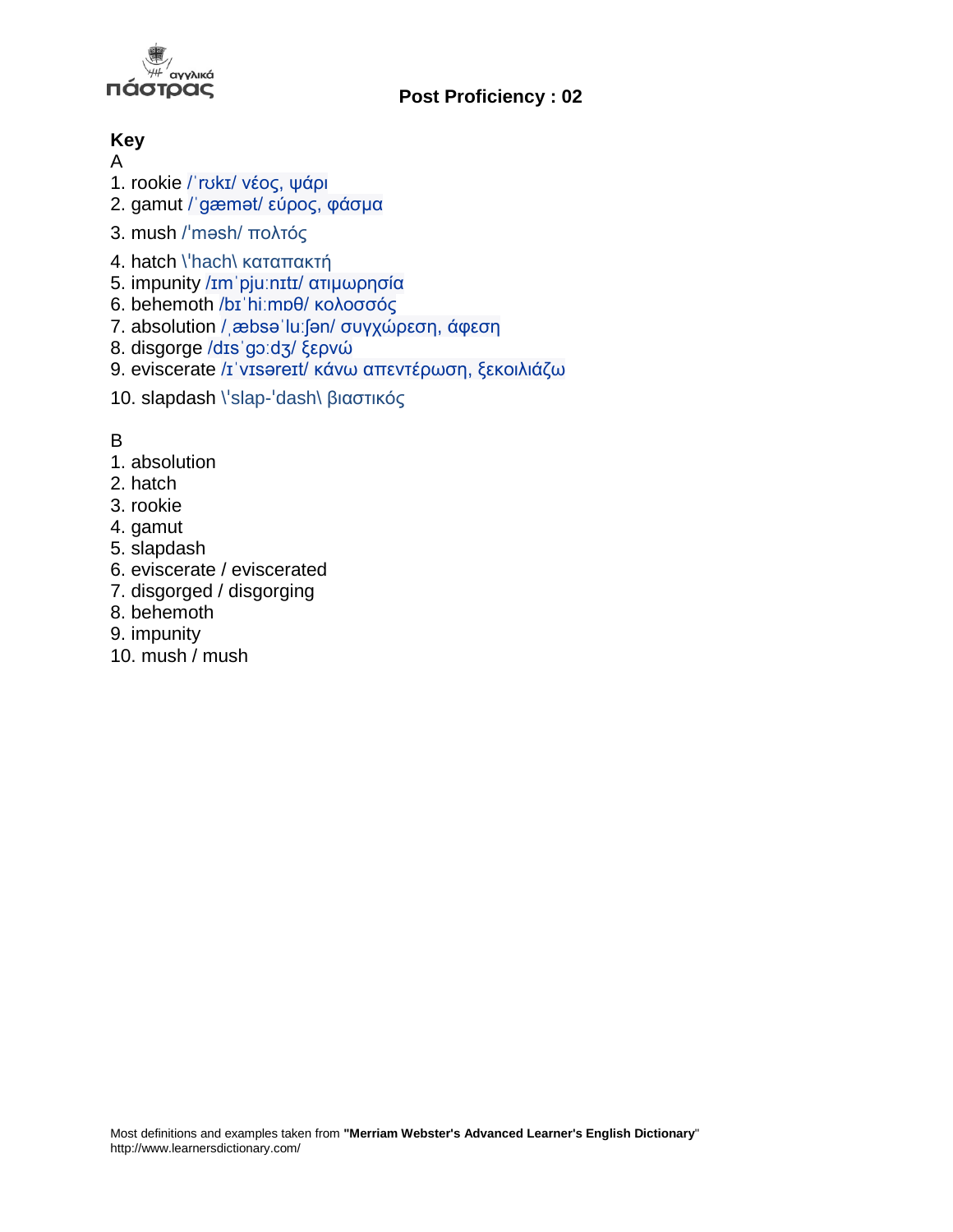# Post Proficiency : 02

**Key**

A

1. rookie /ˈrʊkɪ/ νέος, ψάρι
2. gamut /ˈgæmət/ εύρος, φάσμα
3. mush /ˈməsh/ πολτός
4. hatch \ˈhach\ καταπακτή
5. impunity /ɪmˈpjuːnɪtɪ/ ατιμωρησία
6. behemoth /bɪˈhiːmɒθ/ κολοσσός
7. absolution /ˌæbsəˈluːʃən/ συγχώρεση, άφεση
8. disgorge /dɪsˈgɔːdʒ/ ξερνώ
9. eviscerate /ɪˈvɪsəreɪt/ κάνω απεντέρωση, ξεκοιλιάζω
10. slapdash \ˈslap-ˈdash\ βιαστικός

B

1. absolution
2. hatch
3. rookie
4. gamut
5. slapdash
6. eviscerate / eviscerated
7. disgorged / disgorging
8. behemoth
9. impunity
10. mush / mush

Most definitions and examples taken from **"Merriam Webster's Advanced Learner's English Dictionary"**
http://www.learnersdictionary.com/